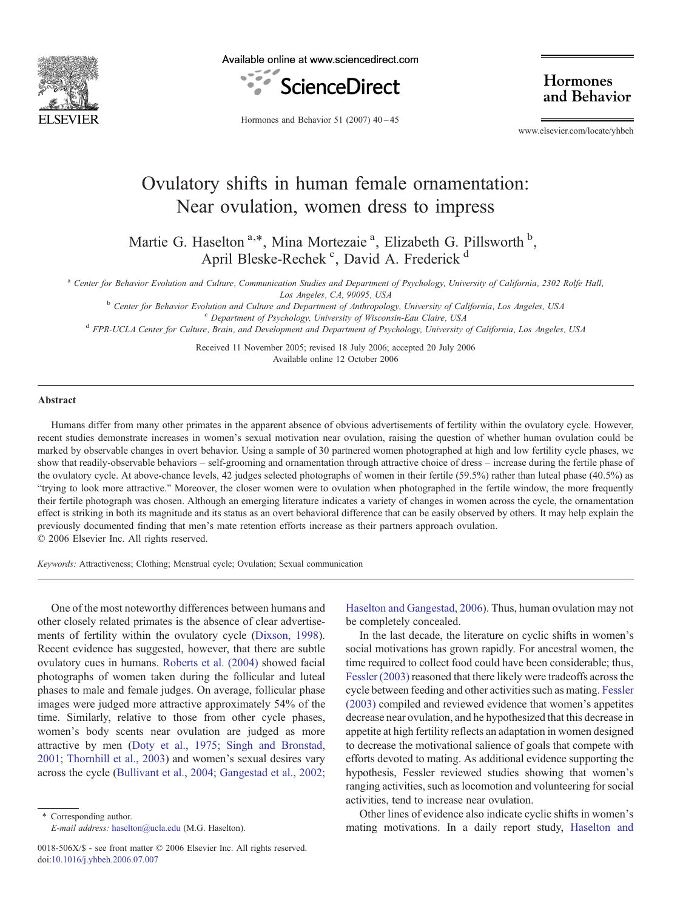# Ovulatory shifts in human female ornamentation: Near ovulation, women dress to impress

Martie G. Haselton [a,*], Mina Mortezaie [a], Elizabeth G. Pillsworth [b], April Bleske-Rechek [c], David A. Frederick [d]

[a] Center for Behavior Evolution and Culture, Communication Studies and Department of Psychology, University of California, 2302 Rolfe Hall, Los Angeles, CA, 90095, USA

[b] Center for Behavior Evolution and Culture and Department of Anthropology, University of California, Los Angeles, USA

[c] Department of Psychology, University of Wisconsin-Eau Claire, USA

[d] FPR-UCLA Center for Culture, Brain, and Development and Department of Psychology, University of California, Los Angeles, USA

Received 11 November 2005; revised 18 July 2006; accepted 20 July 2006

Available online 12 October 2006

## Abstract

Humans differ from many other primates in the apparent absence of obvious advertisements of fertility within the ovulatory cycle. However, recent studies demonstrate increases in women's sexual motivation near ovulation, raising the question of whether human ovulation could be marked by observable changes in overt behavior. Using a sample of 30 partnered women photographed at high and low fertility cycle phases, we show that readily-observable behaviors – self-grooming and ornamentation through attractive choice of dress – increase during the fertile phase of the ovulatory cycle. At above-chance levels, 42 judges selected photographs of women in their fertile (59.5%) rather than luteal phase (40.5%) as "trying to look more attractive." Moreover, the closer women were to ovulation when photographed in the fertile window, the more frequently their fertile photograph was chosen. Although an emerging literature indicates a variety of changes in women across the cycle, the ornamentation effect is striking in both its magnitude and its status as an overt behavioral difference that can be easily observed by others. It may help explain the previously documented finding that men's mate retention efforts increase as their partners approach ovulation.

© 2006 Elsevier Inc. All rights reserved.

*Keywords:* Attractiveness; Clothing; Menstrual cycle; Ovulation; Sexual communication

One of the most noteworthy differences between humans and other closely related primates is the absence of clear advertisements of fertility within the ovulatory cycle (Dixson, 1998). Recent evidence has suggested, however, that there are subtle ovulatory cues in humans. Roberts et al. (2004) showed facial photographs of women taken during the follicular and luteal phases to male and female judges. On average, follicular phase images were judged more attractive approximately 54% of the time. Similarly, relative to those from other cycle phases, women's body scents near ovulation are judged as more attractive by men (Doty et al., 1975; Singh and Bronstad, 2001; Thornhill et al., 2003) and women's sexual desires vary across the cycle (Bullivant et al., 2004; Gangestad et al., 2002; Haselton and Gangestad, 2006). Thus, human ovulation may not be completely concealed.

In the last decade, the literature on cyclic shifts in women's social motivations has grown rapidly. For ancestral women, the time required to collect food could have been considerable; thus, Fessler (2003) reasoned that there likely were tradeoffs across the cycle between feeding and other activities such as mating. Fessler (2003) compiled and reviewed evidence that women's appetites decrease near ovulation, and he hypothesized that this decrease in appetite at high fertility reflects an adaptation in women designed to decrease the motivational salience of goals that compete with efforts devoted to mating. As additional evidence supporting the hypothesis, Fessler reviewed studies showing that women's ranging activities, such as locomotion and volunteering for social activities, tend to increase near ovulation.

Other lines of evidence also indicate cyclic shifts in women's mating motivations. In a daily report study, Haselton and

\* Corresponding author.

*E-mail address:* haselton@ucla.edu (M.G. Haselton).

0018-506X/$ - see front matter © 2006 Elsevier Inc. All rights reserved.

doi:10.1016/j.yhbeh.2006.07.007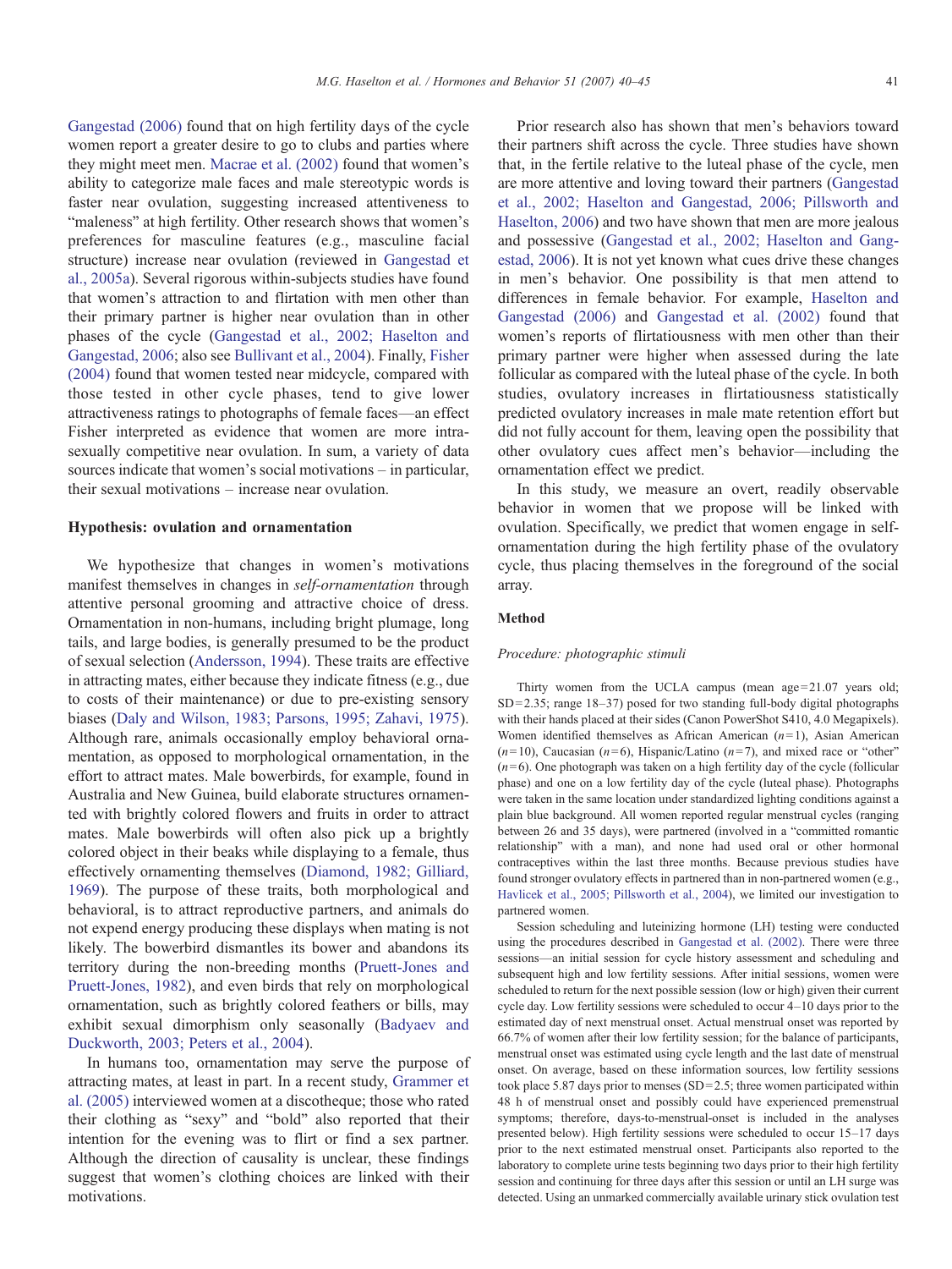Gangestad (2006) found that on high fertility days of the cycle women report a greater desire to go to clubs and parties where they might meet men. Macrae et al. (2002) found that women's ability to categorize male faces and male stereotypic words is faster near ovulation, suggesting increased attentiveness to "maleness" at high fertility. Other research shows that women's preferences for masculine features (e.g., masculine facial structure) increase near ovulation (reviewed in Gangestad et al., 2005a). Several rigorous within-subjects studies have found that women's attraction to and flirtation with men other than their primary partner is higher near ovulation than in other phases of the cycle (Gangestad et al., 2002; Haselton and Gangestad, 2006; also see Bullivant et al., 2004). Finally, Fisher (2004) found that women tested near midcycle, compared with those tested in other cycle phases, tend to give lower attractiveness ratings to photographs of female faces—an effect Fisher interpreted as evidence that women are more intrasexually competitive near ovulation. In sum, a variety of data sources indicate that women's social motivations – in particular, their sexual motivations – increase near ovulation.

## Hypothesis: ovulation and ornamentation

We hypothesize that changes in women's motivations manifest themselves in changes in *self-ornamentation* through attentive personal grooming and attractive choice of dress. Ornamentation in non-humans, including bright plumage, long tails, and large bodies, is generally presumed to be the product of sexual selection (Andersson, 1994). These traits are effective in attracting mates, either because they indicate fitness (e.g., due to costs of their maintenance) or due to pre-existing sensory biases (Daly and Wilson, 1983; Parsons, 1995; Zahavi, 1975). Although rare, animals occasionally employ behavioral ornamentation, as opposed to morphological ornamentation, in the effort to attract mates. Male bowerbirds, for example, found in Australia and New Guinea, build elaborate structures ornamented with brightly colored flowers and fruits in order to attract mates. Male bowerbirds will often also pick up a brightly colored object in their beaks while displaying to a female, thus effectively ornamenting themselves (Diamond, 1982; Gilliard, 1969). The purpose of these traits, both morphological and behavioral, is to attract reproductive partners, and animals do not expend energy producing these displays when mating is not likely. The bowerbird dismantles its bower and abandons its territory during the non-breeding months (Pruett-Jones and Pruett-Jones, 1982), and even birds that rely on morphological ornamentation, such as brightly colored feathers or bills, may exhibit sexual dimorphism only seasonally (Badyaev and Duckworth, 2003; Peters et al., 2004).

In humans too, ornamentation may serve the purpose of attracting mates, at least in part. In a recent study, Grammer et al. (2005) interviewed women at a discotheque; those who rated their clothing as "sexy" and "bold" also reported that their intention for the evening was to flirt or find a sex partner. Although the direction of causality is unclear, these findings suggest that women's clothing choices are linked with their motivations.

Prior research also has shown that men's behaviors toward their partners shift across the cycle. Three studies have shown that, in the fertile relative to the luteal phase of the cycle, men are more attentive and loving toward their partners (Gangestad et al., 2002; Haselton and Gangestad, 2006; Pillsworth and Haselton, 2006) and two have shown that men are more jealous and possessive (Gangestad et al., 2002; Haselton and Gangestad, 2006). It is not yet known what cues drive these changes in men's behavior. One possibility is that men attend to differences in female behavior. For example, Haselton and Gangestad (2006) and Gangestad et al. (2002) found that women's reports of flirtatiousness with men other than their primary partner were higher when assessed during the late follicular as compared with the luteal phase of the cycle. In both studies, ovulatory increases in flirtatiousness statistically predicted ovulatory increases in male mate retention effort but did not fully account for them, leaving open the possibility that other ovulatory cues affect men's behavior—including the ornamentation effect we predict.

In this study, we measure an overt, readily observable behavior in women that we propose will be linked with ovulation. Specifically, we predict that women engage in self-ornamentation during the high fertility phase of the ovulatory cycle, thus placing themselves in the foreground of the social array.

## Method

### *Procedure: photographic stimuli*

Thirty women from the UCLA campus (mean age = 21.07 years old; SD = 2.35; range 18–37) posed for two standing full-body digital photographs with their hands placed at their sides (Canon PowerShot S410, 4.0 Megapixels). Women identified themselves as African American ($n = 1$), Asian American ($n = 10$), Caucasian ($n = 6$), Hispanic/Latino ($n = 7$), and mixed race or "other" ($n = 6$). One photograph was taken on a high fertility day of the cycle (follicular phase) and one on a low fertility day of the cycle (luteal phase). Photographs were taken in the same location under standardized lighting conditions against a plain blue background. All women reported regular menstrual cycles (ranging between 26 and 35 days), were partnered (involved in a "committed romantic relationship" with a man), and none had used oral or other hormonal contraceptives within the last three months. Because previous studies have found stronger ovulatory effects in partnered than in non-partnered women (e.g., Havlicek et al., 2005; Pillsworth et al., 2004), we limited our investigation to partnered women.

Session scheduling and luteinizing hormone (LH) testing were conducted using the procedures described in Gangestad et al. (2002). There were three sessions—an initial session for cycle history assessment and scheduling and subsequent high and low fertility sessions. After initial sessions, women were scheduled to return for the next possible session (low or high) given their current cycle day. Low fertility sessions were scheduled to occur 4–10 days prior to the estimated day of next menstrual onset. Actual menstrual onset was reported by 66.7% of women after their low fertility session; for the balance of participants, menstrual onset was estimated using cycle length and the last date of menstrual onset. On average, based on these information sources, low fertility sessions took place 5.87 days prior to menses (SD = 2.5; three women participated within 48 h of menstrual onset and possibly could have experienced premenstrual symptoms; therefore, days-to-menstrual-onset is included in the analyses presented below). High fertility sessions were scheduled to occur 15–17 days prior to the next estimated menstrual onset. Participants also reported to the laboratory to complete urine tests beginning two days prior to their high fertility session and continuing for three days after this session or until an LH surge was detected. Using an unmarked commercially available urinary stick ovulation test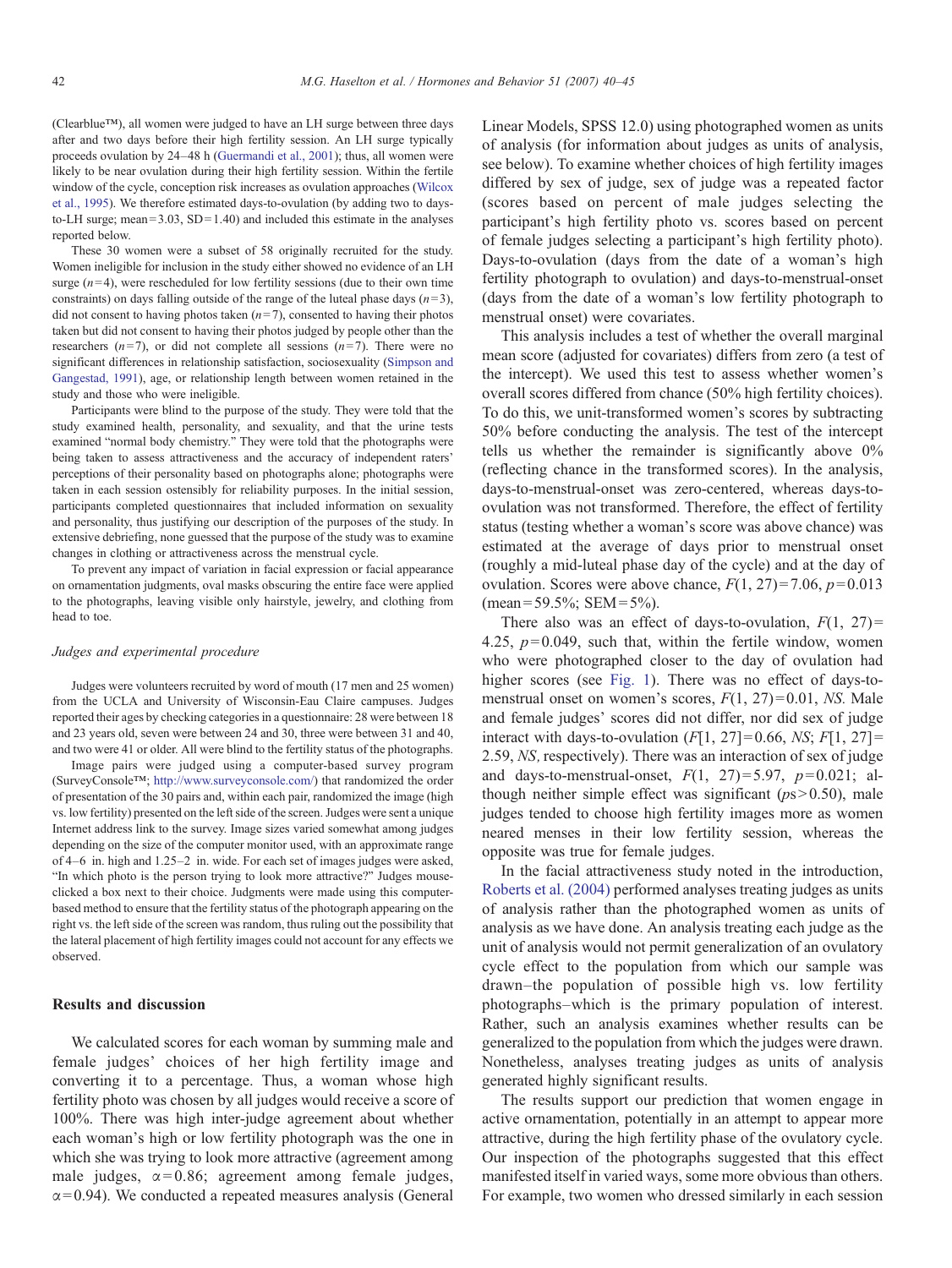(Clearblue™), all women were judged to have an LH surge between three days after and two days before their high fertility session. An LH surge typically proceeds ovulation by 24–48 h (Guermandi et al., 2001); thus, all women were likely to be near ovulation during their high fertility session. Within the fertile window of the cycle, conception risk increases as ovulation approaches (Wilcox et al., 1995). We therefore estimated days-to-ovulation (by adding two to days-to-LH surge; mean = 3.03, SD = 1.40) and included this estimate in the analyses reported below.

These 30 women were a subset of 58 originally recruited for the study. Women ineligible for inclusion in the study either showed no evidence of an LH surge ($n = 4$), were rescheduled for low fertility sessions (due to their own time constraints) on days falling outside of the range of the luteal phase days ($n = 3$), did not consent to having photos taken ($n = 7$), consented to having their photos taken but did not consent to having their photos judged by people other than the researchers ($n = 7$), or did not complete all sessions ($n = 7$). There were no significant differences in relationship satisfaction, sociosexuality (Simpson and Gangestad, 1991), age, or relationship length between women retained in the study and those who were ineligible.

Participants were blind to the purpose of the study. They were told that the study examined health, personality, and sexuality, and that the urine tests examined "normal body chemistry." They were told that the photographs were being taken to assess attractiveness and the accuracy of independent raters' perceptions of their personality based on photographs alone; photographs were taken in each session ostensibly for reliability purposes. In the initial session, participants completed questionnaires that included information on sexuality and personality, thus justifying our description of the purposes of the study. In extensive debriefing, none guessed that the purpose of the study was to examine changes in clothing or attractiveness across the menstrual cycle.

To prevent any impact of variation in facial expression or facial appearance on ornamentation judgments, oval masks obscuring the entire face were applied to the photographs, leaving visible only hairstyle, jewelry, and clothing from head to toe.

### *Judges and experimental procedure*

Judges were volunteers recruited by word of mouth (17 men and 25 women) from the UCLA and University of Wisconsin-Eau Claire campuses. Judges reported their ages by checking categories in a questionnaire: 28 were between 18 and 23 years old, seven were between 24 and 30, three were between 31 and 40, and two were 41 or older. All were blind to the fertility status of the photographs.

Image pairs were judged using a computer-based survey program (SurveyConsole™; http://www.surveyconsole.com/) that randomized the order of presentation of the 30 pairs and, within each pair, randomized the image (high vs. low fertility) presented on the left side of the screen. Judges were sent a unique Internet address link to the survey. Image sizes varied somewhat among judges depending on the size of the computer monitor used, with an approximate range of 4–6 in. high and 1.25–2 in. wide. For each set of images judges were asked, "In which photo is the person trying to look more attractive?" Judges mouse-clicked a box next to their choice. Judgments were made using this computer-based method to ensure that the fertility status of the photograph appearing on the right vs. the left side of the screen was random, thus ruling out the possibility that the lateral placement of high fertility images could not account for any effects we observed.

## Results and discussion

We calculated scores for each woman by summing male and female judges' choices of her high fertility image and converting it to a percentage. Thus, a woman whose high fertility photo was chosen by all judges would receive a score of 100%. There was high inter-judge agreement about whether each woman's high or low fertility photograph was the one in which she was trying to look more attractive (agreement among male judges, $\alpha = 0.86$; agreement among female judges, $\alpha = 0.94$). We conducted a repeated measures analysis (General Linear Models, SPSS 12.0) using photographed women as units of analysis (for information about judges as units of analysis, see below). To examine whether choices of high fertility images differed by sex of judge, sex of judge was a repeated factor (scores based on percent of male judges selecting the participant's high fertility photo vs. scores based on percent of female judges selecting a participant's high fertility photo). Days-to-ovulation (days from the date of a woman's high fertility photograph to ovulation) and days-to-menstrual-onset (days from the date of a woman's low fertility photograph to menstrual onset) were covariates.

This analysis includes a test of whether the overall marginal mean score (adjusted for covariates) differs from zero (a test of the intercept). We used this test to assess whether women's overall scores differed from chance (50% high fertility choices). To do this, we unit-transformed women's scores by subtracting 50% before conducting the analysis. The test of the intercept tells us whether the remainder is significantly above 0% (reflecting chance in the transformed scores). In the analysis, days-to-menstrual-onset was zero-centered, whereas days-to-ovulation was not transformed. Therefore, the effect of fertility status (testing whether a woman's score was above chance) was estimated at the average of days prior to menstrual onset (roughly a mid-luteal phase day of the cycle) and at the day of ovulation. Scores were above chance, $F(1, 27) = 7.06$, $p = 0.013$ (mean = 59.5%; SEM = 5%).

There also was an effect of days-to-ovulation, $F(1, 27) = 4.25$, $p = 0.049$, such that, within the fertile window, women who were photographed closer to the day of ovulation had higher scores (see Fig. 1). There was no effect of days-to-menstrual onset on women's scores, $F(1, 27) = 0.01$, *NS*. Male and female judges' scores did not differ, nor did sex of judge interact with days-to-ovulation ($F[1, 27] = 0.66$, *NS*; $F[1, 27] = 2.59$, *NS*, respectively). There was an interaction of sex of judge and days-to-menstrual-onset, $F(1, 27) = 5.97$, $p = 0.021$; although neither simple effect was significant ($ps > 0.50$), male judges tended to choose high fertility images more as women neared menses in their low fertility session, whereas the opposite was true for female judges.

In the facial attractiveness study noted in the introduction, Roberts et al. (2004) performed analyses treating judges as units of analysis rather than the photographed women as units of analysis as we have done. An analysis treating each judge as the unit of analysis would not permit generalization of an ovulatory cycle effect to the population from which our sample was drawn–the population of possible high vs. low fertility photographs–which is the primary population of interest. Rather, such an analysis examines whether results can be generalized to the population from which the judges were drawn. Nonetheless, analyses treating judges as units of analysis generated highly significant results.

The results support our prediction that women engage in active ornamentation, potentially in an attempt to appear more attractive, during the high fertility phase of the ovulatory cycle. Our inspection of the photographs suggested that this effect manifested itself in varied ways, some more obvious than others. For example, two women who dressed similarly in each session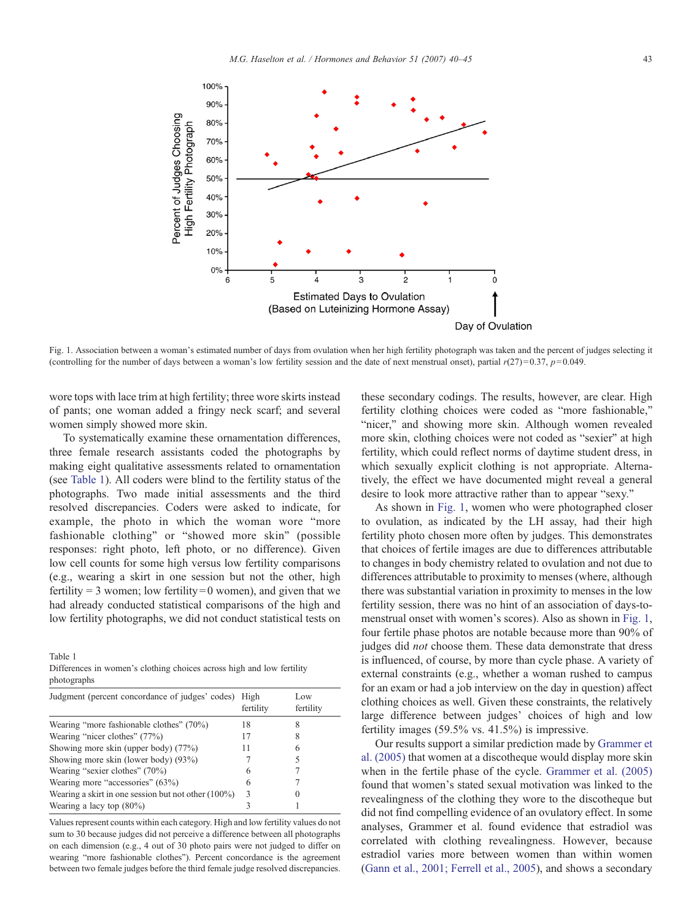Fig. 1. Association between a woman's estimated number of days from ovulation when her high fertility photograph was taken and the percent of judges selecting it (controlling for the number of days between a woman's low fertility session and the date of next menstrual onset), partial $r(27)=0.37$, $p=0.049$.

wore tops with lace trim at high fertility; three wore skirts instead of pants; one woman added a fringy neck scarf; and several women simply showed more skin.

To systematically examine these ornamentation differences, three female research assistants coded the photographs by making eight qualitative assessments related to ornamentation (see Table 1). All coders were blind to the fertility status of the photographs. Two made initial assessments and the third resolved discrepancies. Coders were asked to indicate, for example, the photo in which the woman wore "more fashionable clothing" or "showed more skin" (possible responses: right photo, left photo, or no difference). Given low cell counts for some high versus low fertility comparisons (e.g., wearing a skirt in one session but not the other, high fertility = 3 women; low fertility = 0 women), and given that we had already conducted statistical comparisons of the high and low fertility photographs, we did not conduct statistical tests on these secondary codings. The results, however, are clear. High fertility clothing choices were coded as "more fashionable," "nicer," and showing more skin. Although women revealed more skin, clothing choices were not coded as "sexier" at high fertility, which could reflect norms of daytime student dress, in which sexually explicit clothing is not appropriate. Alternatively, the effect we have documented might reveal a general desire to look more attractive rather than to appear "sexy."

Table 1
Differences in women's clothing choices across high and low fertility photographs

| Judgment (percent concordance of judges' codes) | High fertility | Low fertility |
|---|---|---|
| Wearing "more fashionable clothes" (70%) | 18 | 8 |
| Wearing "nicer clothes" (77%) | 17 | 8 |
| Showing more skin (upper body) (77%) | 11 | 6 |
| Showing more skin (lower body) (93%) | 7 | 5 |
| Wearing "sexier clothes" (70%) | 6 | 7 |
| Wearing more "accessories" (63%) | 6 | 7 |
| Wearing a skirt in one session but not other (100%) | 3 | 0 |
| Wearing a lacy top (80%) | 3 | 1 |

Values represent counts within each category. High and low fertility values do not sum to 30 because judges did not perceive a difference between all photographs on each dimension (e.g., 4 out of 30 photo pairs were not judged to differ on wearing "more fashionable clothes"). Percent concordance is the agreement between two female judges before the third female judge resolved discrepancies.

As shown in Fig. 1, women who were photographed closer to ovulation, as indicated by the LH assay, had their high fertility photo chosen more often by judges. This demonstrates that choices of fertile images are due to differences attributable to changes in body chemistry related to ovulation and not due to differences attributable to proximity to menses (where, although there was substantial variation in proximity to menses in the low fertility session, there was no hint of an association of days-to-menstrual onset with women's scores). Also as shown in Fig. 1, four fertile phase photos are notable because more than 90% of judges did *not* choose them. These data demonstrate that dress is influenced, of course, by more than cycle phase. A variety of external constraints (e.g., whether a woman rushed to campus for an exam or had a job interview on the day in question) affect clothing choices as well. Given these constraints, the relatively large difference between judges' choices of high and low fertility images (59.5% vs. 41.5%) is impressive.

Our results support a similar prediction made by Grammer et al. (2005) that women at a discotheque would display more skin when in the fertile phase of the cycle. Grammer et al. (2005) found that women's stated sexual motivation was linked to the revealingness of the clothing they wore to the discotheque but did not find compelling evidence of an ovulatory effect. In some analyses, Grammer et al. found evidence that estradiol was correlated with clothing revealingness. However, because estradiol varies more between women than within women (Gann et al., 2001; Ferrell et al., 2005), and shows a secondary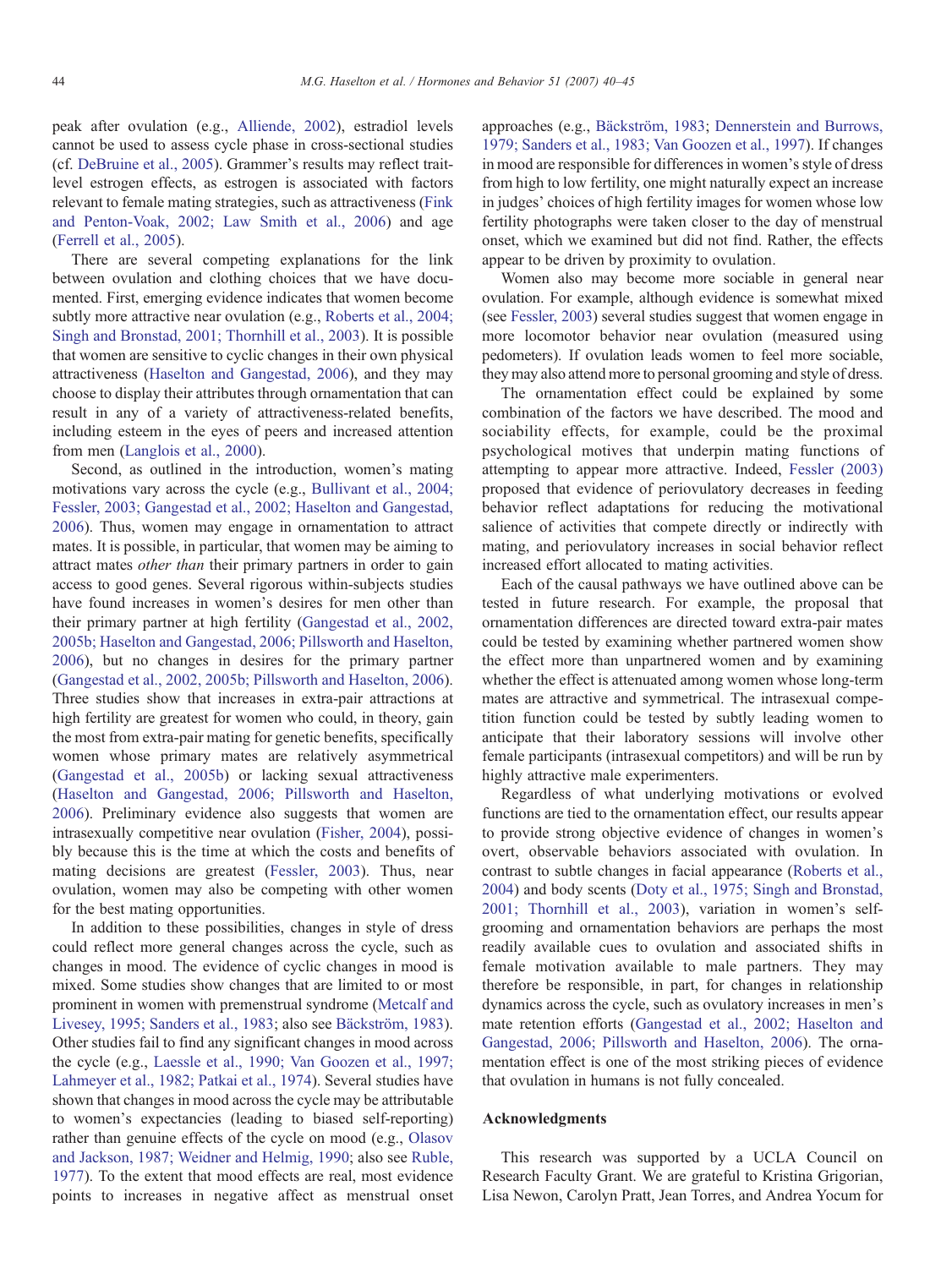peak after ovulation (e.g., Alliende, 2002), estradiol levels cannot be used to assess cycle phase in cross-sectional studies (cf. DeBruine et al., 2005). Grammer's results may reflect trait-level estrogen effects, as estrogen is associated with factors relevant to female mating strategies, such as attractiveness (Fink and Penton-Voak, 2002; Law Smith et al., 2006) and age (Ferrell et al., 2005).

There are several competing explanations for the link between ovulation and clothing choices that we have documented. First, emerging evidence indicates that women become subtly more attractive near ovulation (e.g., Roberts et al., 2004; Singh and Bronstad, 2001; Thornhill et al., 2003). It is possible that women are sensitive to cyclic changes in their own physical attractiveness (Haselton and Gangestad, 2006), and they may choose to display their attributes through ornamentation that can result in any of a variety of attractiveness-related benefits, including esteem in the eyes of peers and increased attention from men (Langlois et al., 2000).

Second, as outlined in the introduction, women's mating motivations vary across the cycle (e.g., Bullivant et al., 2004; Fessler, 2003; Gangestad et al., 2002; Haselton and Gangestad, 2006). Thus, women may engage in ornamentation to attract mates. It is possible, in particular, that women may be aiming to attract mates *other than* their primary partners in order to gain access to good genes. Several rigorous within-subjects studies have found increases in women's desires for men other than their primary partner at high fertility (Gangestad et al., 2002, 2005b; Haselton and Gangestad, 2006; Pillsworth and Haselton, 2006), but no changes in desires for the primary partner (Gangestad et al., 2002, 2005b; Pillsworth and Haselton, 2006). Three studies show that increases in extra-pair attractions at high fertility are greatest for women who could, in theory, gain the most from extra-pair mating for genetic benefits, specifically women whose primary mates are relatively asymmetrical (Gangestad et al., 2005b) or lacking sexual attractiveness (Haselton and Gangestad, 2006; Pillsworth and Haselton, 2006). Preliminary evidence also suggests that women are intrasexually competitive near ovulation (Fisher, 2004), possibly because this is the time at which the costs and benefits of mating decisions are greatest (Fessler, 2003). Thus, near ovulation, women may also be competing with other women for the best mating opportunities.

In addition to these possibilities, changes in style of dress could reflect more general changes across the cycle, such as changes in mood. The evidence of cyclic changes in mood is mixed. Some studies show changes that are limited to or most prominent in women with premenstrual syndrome (Metcalf and Livesey, 1995; Sanders et al., 1983; also see Bäckström, 1983). Other studies fail to find any significant changes in mood across the cycle (e.g., Laessle et al., 1990; Van Goozen et al., 1997; Lahmeyer et al., 1982; Patkai et al., 1974). Several studies have shown that changes in mood across the cycle may be attributable to women's expectancies (leading to biased self-reporting) rather than genuine effects of the cycle on mood (e.g., Olasov and Jackson, 1987; Weidner and Helmig, 1990; also see Ruble, 1977). To the extent that mood effects are real, most evidence points to increases in negative affect as menstrual onset approaches (e.g., Bäckström, 1983; Dennerstein and Burrows, 1979; Sanders et al., 1983; Van Goozen et al., 1997). If changes in mood are responsible for differences in women's style of dress from high to low fertility, one might naturally expect an increase in judges' choices of high fertility images for women whose low fertility photographs were taken closer to the day of menstrual onset, which we examined but did not find. Rather, the effects appear to be driven by proximity to ovulation.

Women also may become more sociable in general near ovulation. For example, although evidence is somewhat mixed (see Fessler, 2003) several studies suggest that women engage in more locomotor behavior near ovulation (measured using pedometers). If ovulation leads women to feel more sociable, they may also attend more to personal grooming and style of dress.

The ornamentation effect could be explained by some combination of the factors we have described. The mood and sociability effects, for example, could be the proximal psychological motives that underpin mating functions of attempting to appear more attractive. Indeed, Fessler (2003) proposed that evidence of periovulatory decreases in feeding behavior reflect adaptations for reducing the motivational salience of activities that compete directly or indirectly with mating, and periovulatory increases in social behavior reflect increased effort allocated to mating activities.

Each of the causal pathways we have outlined above can be tested in future research. For example, the proposal that ornamentation differences are directed toward extra-pair mates could be tested by examining whether partnered women show the effect more than unpartnered women and by examining whether the effect is attenuated among women whose long-term mates are attractive and symmetrical. The intrasexual competition function could be tested by subtly leading women to anticipate that their laboratory sessions will involve other female participants (intrasexual competitors) and will be run by highly attractive male experimenters.

Regardless of what underlying motivations or evolved functions are tied to the ornamentation effect, our results appear to provide strong objective evidence of changes in women's overt, observable behaviors associated with ovulation. In contrast to subtle changes in facial appearance (Roberts et al., 2004) and body scents (Doty et al., 1975; Singh and Bronstad, 2001; Thornhill et al., 2003), variation in women's self-grooming and ornamentation behaviors are perhaps the most readily available cues to ovulation and associated shifts in female motivation available to male partners. They may therefore be responsible, in part, for changes in relationship dynamics across the cycle, such as ovulatory increases in men's mate retention efforts (Gangestad et al., 2002; Haselton and Gangestad, 2006; Pillsworth and Haselton, 2006). The ornamentation effect is one of the most striking pieces of evidence that ovulation in humans is not fully concealed.

## Acknowledgments

This research was supported by a UCLA Council on Research Faculty Grant. We are grateful to Kristina Grigorian, Lisa Newon, Carolyn Pratt, Jean Torres, and Andrea Yocum for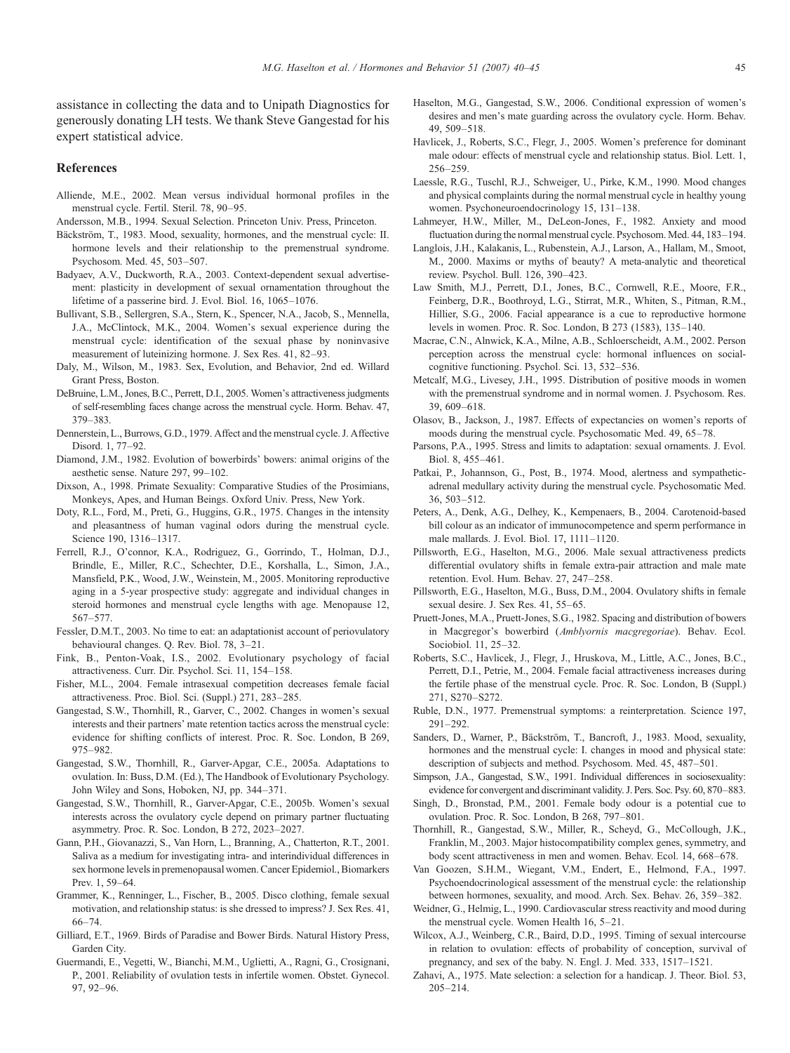assistance in collecting the data and to Unipath Diagnostics for generously donating LH tests. We thank Steve Gangestad for his expert statistical advice.

## References

Alliende, M.E., 2002. Mean versus individual hormonal profiles in the menstrual cycle. Fertil. Steril. 78, 90–95.

Andersson, M.B., 1994. Sexual Selection. Princeton Univ. Press, Princeton.

Bäckström, T., 1983. Mood, sexuality, hormones, and the menstrual cycle: II. hormone levels and their relationship to the premenstrual syndrome. Psychosom. Med. 45, 503–507.

Badyaev, A.V., Duckworth, R.A., 2003. Context-dependent sexual advertisement: plasticity in development of sexual ornamentation throughout the lifetime of a passerine bird. J. Evol. Biol. 16, 1065–1076.

Bullivant, S.B., Sellergren, S.A., Stern, K., Spencer, N.A., Jacob, S., Mennella, J.A., McClintock, M.K., 2004. Women's sexual experience during the menstrual cycle: identification of the sexual phase by noninvasive measurement of luteinizing hormone. J. Sex Res. 41, 82–93.

Daly, M., Wilson, M., 1983. Sex, Evolution, and Behavior, 2nd ed. Willard Grant Press, Boston.

DeBruine, L.M., Jones, B.C., Perrett, D.I., 2005. Women's attractiveness judgments of self-resembling faces change across the menstrual cycle. Horm. Behav. 47, 379–383.

Dennerstein, L., Burrows, G.D., 1979. Affect and the menstrual cycle. J. Affective Disord. 1, 77–92.

Diamond, J.M., 1982. Evolution of bowerbirds' bowers: animal origins of the aesthetic sense. Nature 297, 99–102.

Dixson, A., 1998. Primate Sexuality: Comparative Studies of the Prosimians, Monkeys, Apes, and Human Beings. Oxford Univ. Press, New York.

Doty, R.L., Ford, M., Preti, G., Huggins, G.R., 1975. Changes in the intensity and pleasantness of human vaginal odors during the menstrual cycle. Science 190, 1316–1317.

Ferrell, R.J., O'connor, K.A., Rodriguez, G., Gorrindo, T., Holman, D.J., Brindle, E., Miller, R.C., Schechter, D.E., Korshalla, L., Simon, J.A., Mansfield, P.K., Wood, J.W., Weinstein, M., 2005. Monitoring reproductive aging in a 5-year prospective study: aggregate and individual changes in steroid hormones and menstrual cycle lengths with age. Menopause 12, 567–577.

Fessler, D.M.T., 2003. No time to eat: an adaptationist account of periovulatory behavioural changes. Q. Rev. Biol. 78, 3–21.

Fink, B., Penton-Voak, I.S., 2002. Evolutionary psychology of facial attractiveness. Curr. Dir. Psychol. Sci. 11, 154–158.

Fisher, M.L., 2004. Female intrasexual competition decreases female facial attractiveness. Proc. Biol. Sci. (Suppl.) 271, 283–285.

Gangestad, S.W., Thornhill, R., Garver, C., 2002. Changes in women's sexual interests and their partners' mate retention tactics across the menstrual cycle: evidence for shifting conflicts of interest. Proc. R. Soc. London, B 269, 975–982.

Gangestad, S.W., Thornhill, R., Garver-Apgar, C.E., 2005a. Adaptations to ovulation. In: Buss, D.M. (Ed.), The Handbook of Evolutionary Psychology. John Wiley and Sons, Hoboken, NJ, pp. 344–371.

Gangestad, S.W., Thornhill, R., Garver-Apgar, C.E., 2005b. Women's sexual interests across the ovulatory cycle depend on primary partner fluctuating asymmetry. Proc. R. Soc. London, B 272, 2023–2027.

Gann, P.H., Giovanazzi, S., Van Horn, L., Branning, A., Chatterton, R.T., 2001. Saliva as a medium for investigating intra- and interindividual differences in sex hormone levels in premenopausal women. Cancer Epidemiol., Biomarkers Prev. 1, 59–64.

Grammer, K., Renninger, L., Fischer, B., 2005. Disco clothing, female sexual motivation, and relationship status: is she dressed to impress? J. Sex Res. 41, 66–74.

Gilliard, E.T., 1969. Birds of Paradise and Bower Birds. Natural History Press, Garden City.

Guermandi, E., Vegetti, W., Bianchi, M.M., Uglietti, A., Ragni, G., Crosignani, P., 2001. Reliability of ovulation tests in infertile women. Obstet. Gynecol. 97, 92–96.

Haselton, M.G., Gangestad, S.W., 2006. Conditional expression of women's desires and men's mate guarding across the ovulatory cycle. Horm. Behav. 49, 509–518.

Havlicek, J., Roberts, S.C., Flegr, J., 2005. Women's preference for dominant male odour: effects of menstrual cycle and relationship status. Biol. Lett. 1, 256–259.

Laessle, R.G., Tuschl, R.J., Schweiger, U., Pirke, K.M., 1990. Mood changes and physical complaints during the normal menstrual cycle in healthy young women. Psychoneuroendocrinology 15, 131–138.

Lahmeyer, H.W., Miller, M., DeLeon-Jones, F., 1982. Anxiety and mood fluctuation during the normal menstrual cycle. Psychosom. Med. 44, 183–194.

Langlois, J.H., Kalakanis, L., Rubenstein, A.J., Larson, A., Hallam, M., Smoot, M., 2000. Maxims or myths of beauty? A meta-analytic and theoretical review. Psychol. Bull. 126, 390–423.

Law Smith, M.J., Perrett, D.I., Jones, B.C., Cornwell, R.E., Moore, F.R., Feinberg, D.R., Boothroyd, L.G., Stirrat, M.R., Whiten, S., Pitman, R.M., Hillier, S.G., 2006. Facial appearance is a cue to reproductive hormone levels in women. Proc. R. Soc. London, B 273 (1583), 135–140.

Macrae, C.N., Alnwick, K.A., Milne, A.B., Schloerscheidt, A.M., 2002. Person perception across the menstrual cycle: hormonal influences on social-cognitive functioning. Psychol. Sci. 13, 532–536.

Metcalf, M.G., Livesey, J.H., 1995. Distribution of positive moods in women with the premenstrual syndrome and in normal women. J. Psychosom. Res. 39, 609–618.

Olasov, B., Jackson, J., 1987. Effects of expectancies on women's reports of moods during the menstrual cycle. Psychosomatic Med. 49, 65–78.

Parsons, P.A., 1995. Stress and limits to adaptation: sexual ornaments. J. Evol. Biol. 8, 455–461.

Patkai, P., Johannson, G., Post, B., 1974. Mood, alertness and sympathetic-adrenal medullary activity during the menstrual cycle. Psychosomatic Med. 36, 503–512.

Peters, A., Denk, A.G., Delhey, K., Kempenaers, B., 2004. Carotenoid-based bill colour as an indicator of immunocompetence and sperm performance in male mallards. J. Evol. Biol. 17, 1111–1120.

Pillsworth, E.G., Haselton, M.G., 2006. Male sexual attractiveness predicts differential ovulatory shifts in female extra-pair attraction and male mate retention. Evol. Hum. Behav. 27, 247–258.

Pillsworth, E.G., Haselton, M.G., Buss, D.M., 2004. Ovulatory shifts in female sexual desire. J. Sex Res. 41, 55–65.

Pruett-Jones, M.A., Pruett-Jones, S.G., 1982. Spacing and distribution of bowers in Macgregor's bowerbird (*Amblyornis macgregoriae*). Behav. Ecol. Sociobiol. 11, 25–32.

Roberts, S.C., Havlicek, J., Flegr, J., Hruskova, M., Little, A.C., Jones, B.C., Perrett, D.I., Petrie, M., 2004. Female facial attractiveness increases during the fertile phase of the menstrual cycle. Proc. R. Soc. London, B (Suppl.) 271, S270–S272.

Ruble, D.N., 1977. Premenstrual symptoms: a reinterpretation. Science 197, 291–292.

Sanders, D., Warner, P., Bäckström, T., Bancroft, J., 1983. Mood, sexuality, hormones and the menstrual cycle: I. changes in mood and physical state: description of subjects and method. Psychosom. Med. 45, 487–501.

Simpson, J.A., Gangestad, S.W., 1991. Individual differences in sociosexuality: evidence for convergent and discriminant validity. J. Pers. Soc. Psy. 60, 870–883.

Singh, D., Bronstad, P.M., 2001. Female body odour is a potential cue to ovulation. Proc. R. Soc. London, B 268, 797–801.

Thornhill, R., Gangestad, S.W., Miller, R., Scheyd, G., McCollough, J.K., Franklin, M., 2003. Major histocompatibility complex genes, symmetry, and body scent attractiveness in men and women. Behav. Ecol. 14, 668–678.

Van Goozen, S.H.M., Wiegant, V.M., Endert, E., Helmond, F.A., 1997. Psychoendocrinological assessment of the menstrual cycle: the relationship between hormones, sexuality, and mood. Arch. Sex. Behav. 26, 359–382.

Weidner, G., Helmig, L., 1990. Cardiovascular stress reactivity and mood during the menstrual cycle. Women Health 16, 5–21.

Wilcox, A.J., Weinberg, C.R., Baird, D.D., 1995. Timing of sexual intercourse in relation to ovulation: effects of probability of conception, survival of pregnancy, and sex of the baby. N. Engl. J. Med. 333, 1517–1521.

Zahavi, A., 1975. Mate selection: a selection for a handicap. J. Theor. Biol. 53, 205–214.